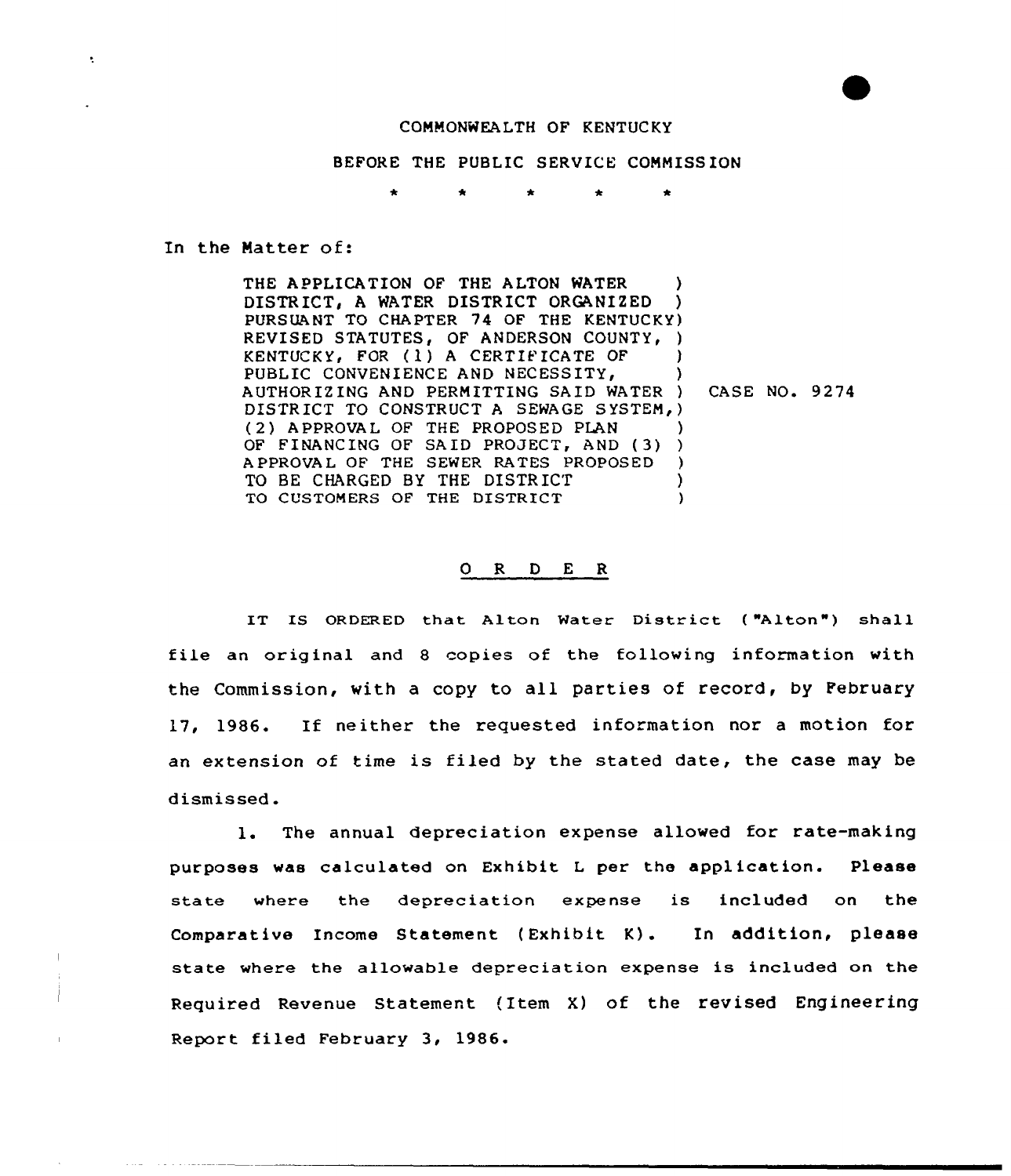COMMONWEALTH OF KENTUCKY

BEFORE THE PUBLIC SERVICE COMMISSION

\* \* \* \* \*

In the Matter of:

| | |
|---|---|
| THE APPLICATION OF THE ALTON WATER DISTRICT, A WATER DISTRICT ORGANIZED PURSUANT TO CHAPTER 74 OF THE KENTUCKY REVISED STATUTES, OF ANDERSON COUNTY, KENTUCKY, FOR (1) A CERTIFICATE OF PUBLIC CONVENIENCE AND NECESSITY, AUTHORIZING AND PERMITTING SAID WATER DISTRICT TO CONSTRUCT A SEWAGE SYSTEM, (2) APPROVAL OF THE PROPOSED PLAN OF FINANCING OF SAID PROJECT, AND (3) APPROVAL OF THE SEWER RATES PROPOSED TO BE CHARGED BY THE DISTRICT TO CUSTOMERS OF THE DISTRICT | CASE NO. 9274 |

## O R D E R

IT IS ORDERED that Alton Water District ("Alton") shall file an original and 8 copies of the following information with the Commission, with a copy to all parties of record, by February 17, 1986. If neither the requested information nor a motion for an extension of time is filed by the stated date, the case may be dismissed.

1. The annual depreciation expense allowed for rate-making purposes was calculated on Exhibit L per the application. Please state where the depreciation expense is included on the Comparative Income Statement (Exhibit K). In addition, please state where the allowable depreciation expense is included on the Required Revenue Statement (Item X) of the revised Engineering Report filed February 3, 1986.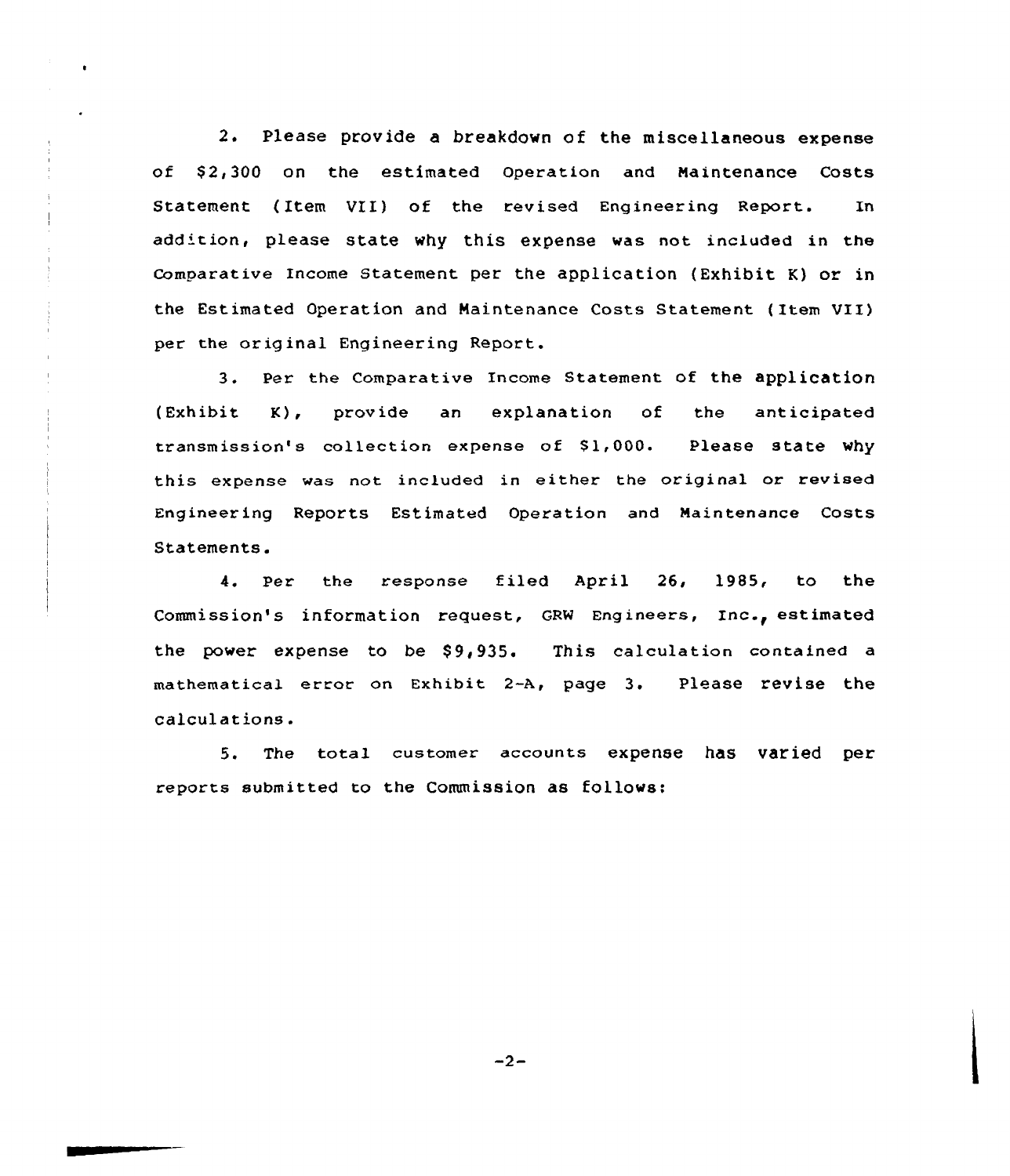2. Please provide a breakdown of the miscellaneous expense of $2,300 on the estimated Operation and Maintenance Costs Statement (Item VII) of the revised Engineering Report. In addition, please state why this expense was not included in the Comparative Income Statement per the application (Exhibit K) or in the Estimated Operation and Maintenance Costs Statement (Item VII) per the original Engineering Report.

3. Per the Comparative Income Statement of the application (Exhibit K), provide an explanation of the anticipated transmission's collection expense of $1,000. Please state why this expense was not included in either the original or revised Engineering Reports Estimated Operation and Maintenance Costs Statements.

4. Per the response filed April 26, 1985, to the Commission's information request, GRW Engineers, Inc., estimated the power expense to be $9,935. This calculation contained a mathematical error on Exhibit 2-A, page 3. Please revise the calculations.

5. The total customer accounts expense has varied per reports submitted to the Commission as follows: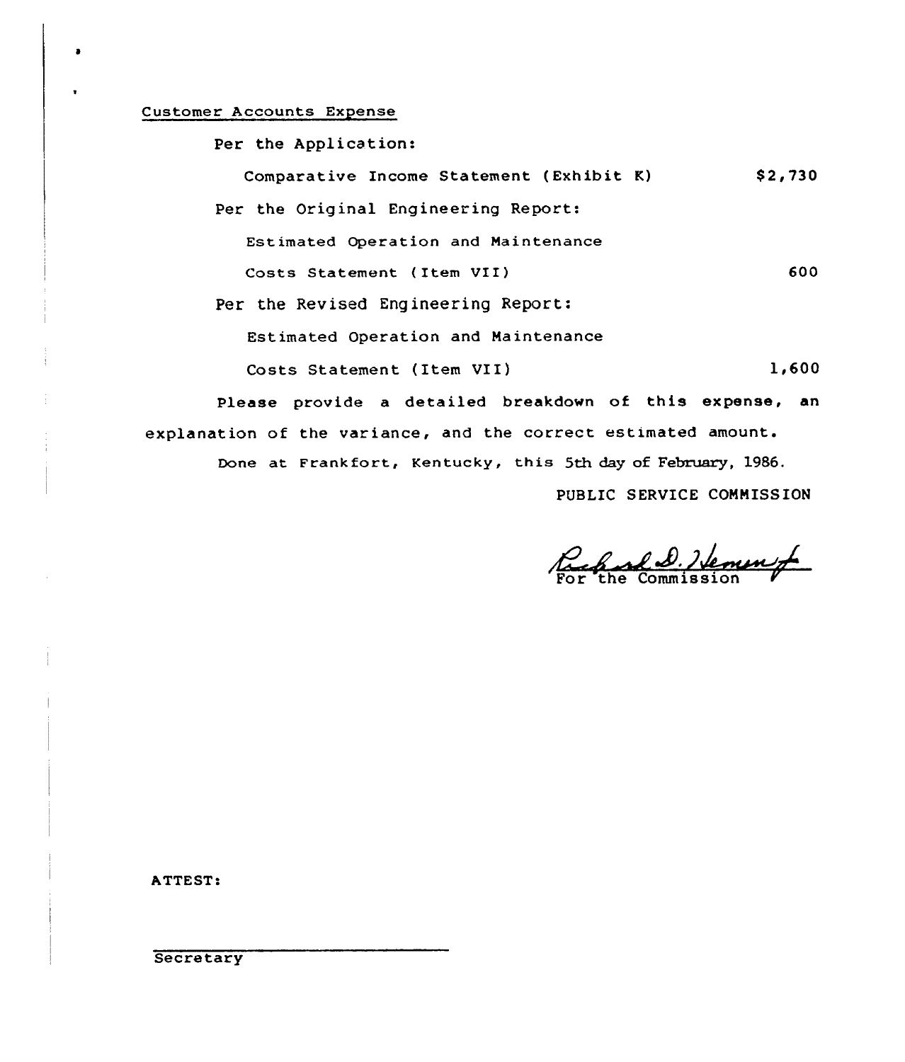Customer Accounts Expense

Per the Application:

| | |
|---|---|
| Comparative Income Statement (Exhibit K) | $2,730 |

Per the Original Engineering Report:

| | |
|---|---|
| Estimated Operation and Maintenance Costs Statement (Item VII) | 600 |

Per the Revised Engineering Report:

| | |
|---|---|
| Estimated Operation and Maintenance Costs Statement (Item VII) | 1,600 |

Please provide a detailed breakdown of this expense, an explanation of the variance, and the correct estimated amount.

Done at Frankfort, Kentucky, this 5th day of February, 1986.

PUBLIC SERVICE COMMISSION

Richard D. Heman Jr.
For the Commission

ATTEST:

Secretary